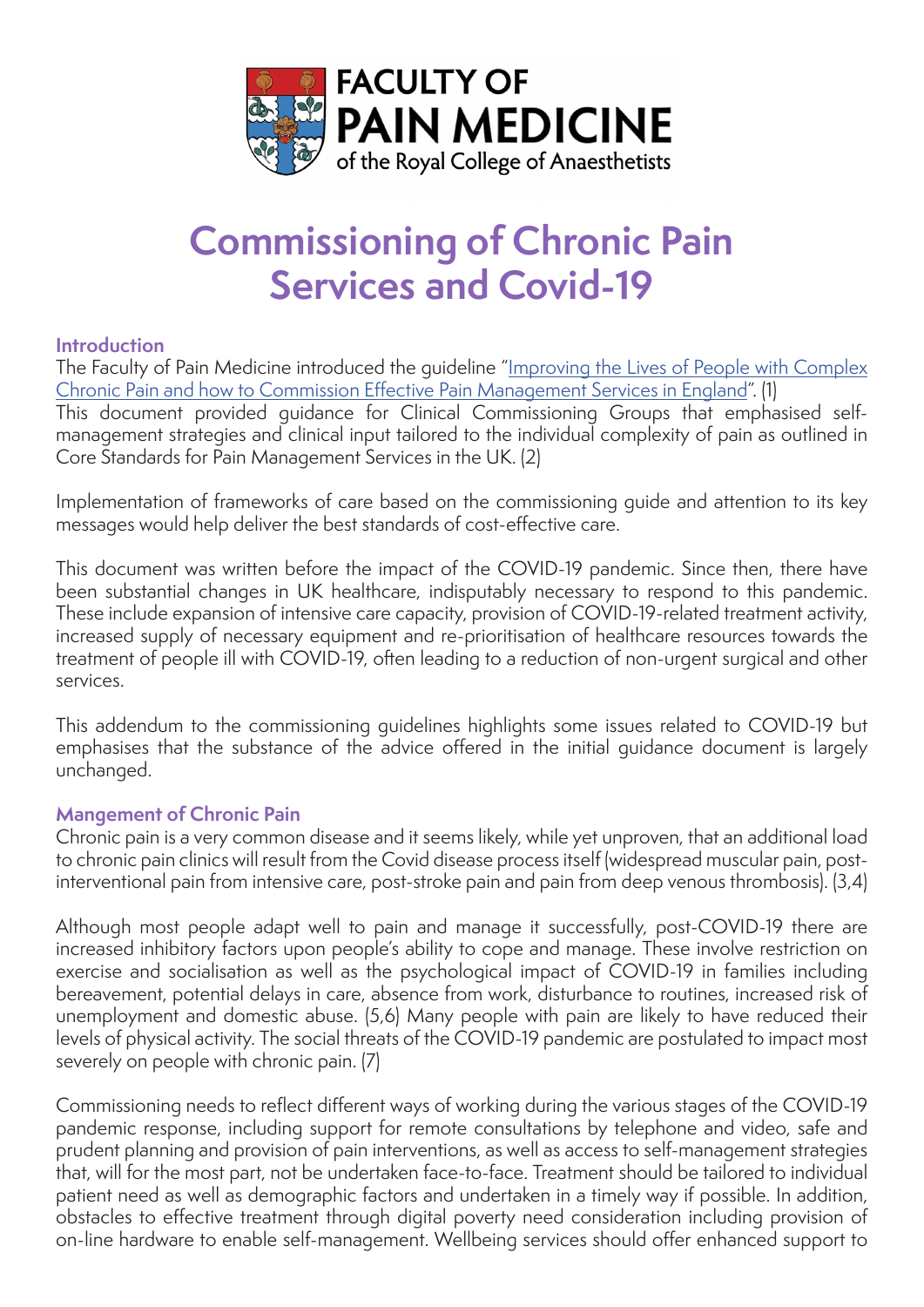FACULTY OF **PAIN MEDICINE** of the Royal College of Anaesthetists

# Commissioning of Chronic Pain Services and Covid-19

## Introduction

The Faculty of Pain Medicine introduced the guideline "[Improving the Lives of People with Complex Chronic Pain and how to Commission Effective Pain Management Services in England]". (1)
This document provided guidance for Clinical Commissioning Groups that emphasised self-management strategies and clinical input tailored to the individual complexity of pain as outlined in Core Standards for Pain Management Services in the UK. (2)

Implementation of frameworks of care based on the commissioning guide and attention to its key messages would help deliver the best standards of cost-effective care.

This document was written before the impact of the COVID-19 pandemic. Since then, there have been substantial changes in UK healthcare, indisputably necessary to respond to this pandemic. These include expansion of intensive care capacity, provision of COVID-19-related treatment activity, increased supply of necessary equipment and re-prioritisation of healthcare resources towards the treatment of people ill with COVID-19, often leading to a reduction of non-urgent surgical and other services.

This addendum to the commissioning guidelines highlights some issues related to COVID-19 but emphasises that the substance of the advice offered in the initial guidance document is largely unchanged.

## Mangement of Chronic Pain

Chronic pain is a very common disease and it seems likely, while yet unproven, that an additional load to chronic pain clinics will result from the Covid disease process itself (widespread muscular pain, post-interventional pain from intensive care, post-stroke pain and pain from deep venous thrombosis). (3,4)

Although most people adapt well to pain and manage it successfully, post-COVID-19 there are increased inhibitory factors upon people's ability to cope and manage. These involve restriction on exercise and socialisation as well as the psychological impact of COVID-19 in families including bereavement, potential delays in care, absence from work, disturbance to routines, increased risk of unemployment and domestic abuse. (5,6) Many people with pain are likely to have reduced their levels of physical activity. The social threats of the COVID-19 pandemic are postulated to impact most severely on people with chronic pain. (7)

Commissioning needs to reflect different ways of working during the various stages of the COVID-19 pandemic response, including support for remote consultations by telephone and video, safe and prudent planning and provision of pain interventions, as well as access to self-management strategies that, will for the most part, not be undertaken face-to-face. Treatment should be tailored to individual patient need as well as demographic factors and undertaken in a timely way if possible. In addition, obstacles to effective treatment through digital poverty need consideration including provision of on-line hardware to enable self-management. Wellbeing services should offer enhanced support to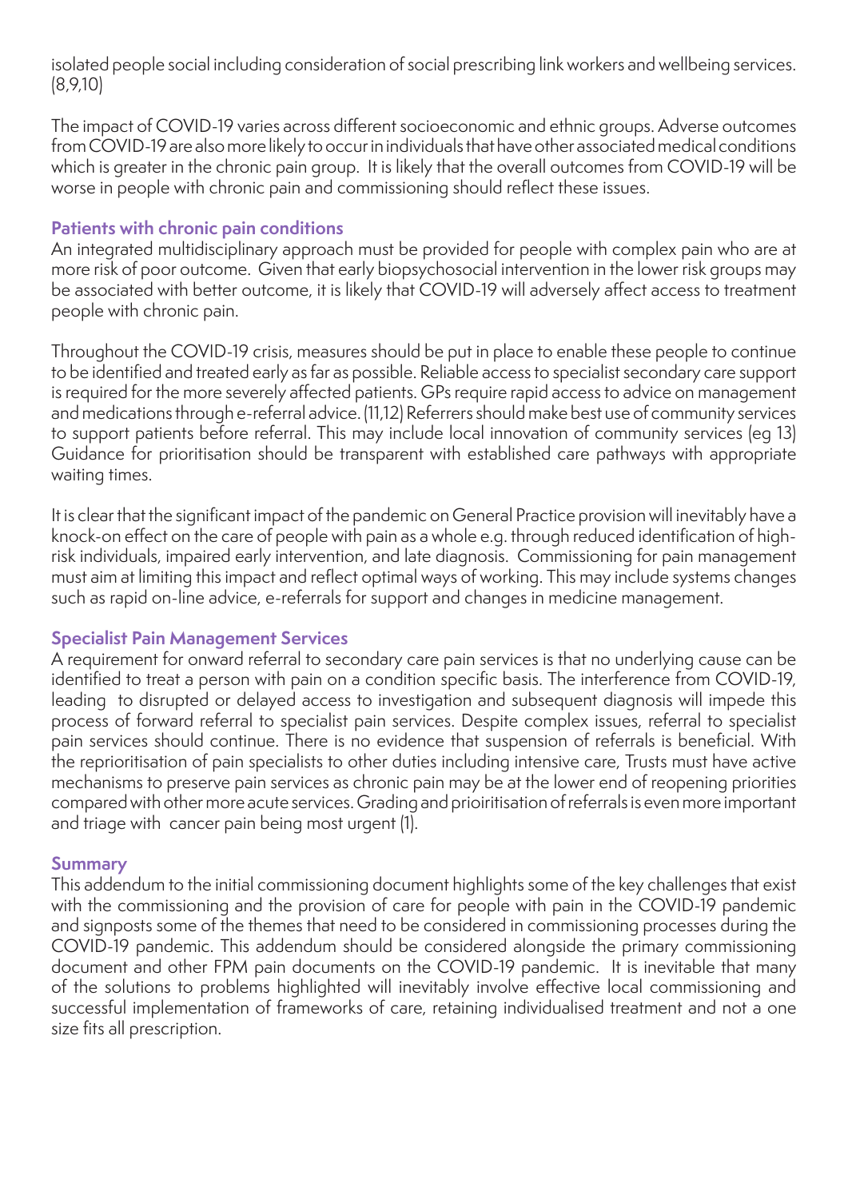isolated people social including consideration of social prescribing link workers and wellbeing services. (8,9,10)

The impact of COVID-19 varies across different socioeconomic and ethnic groups. Adverse outcomes from COVID-19 are also more likely to occur in individuals that have other associated medical conditions which is greater in the chronic pain group. It is likely that the overall outcomes from COVID-19 will be worse in people with chronic pain and commissioning should reflect these issues.

### Patients with chronic pain conditions

An integrated multidisciplinary approach must be provided for people with complex pain who are at more risk of poor outcome. Given that early biopsychosocial intervention in the lower risk groups may be associated with better outcome, it is likely that COVID-19 will adversely affect access to treatment people with chronic pain.

Throughout the COVID-19 crisis, measures should be put in place to enable these people to continue to be identified and treated early as far as possible. Reliable access to specialist secondary care support is required for the more severely affected patients. GPs require rapid access to advice on management and medications through e-referral advice. (11,12) Referrers should make best use of community services to support patients before referral. This may include local innovation of community services (eg 13) Guidance for prioritisation should be transparent with established care pathways with appropriate waiting times.

It is clear that the significant impact of the pandemic on General Practice provision will inevitably have a knock-on effect on the care of people with pain as a whole e.g. through reduced identification of high-risk individuals, impaired early intervention, and late diagnosis. Commissioning for pain management must aim at limiting this impact and reflect optimal ways of working. This may include systems changes such as rapid on-line advice, e-referrals for support and changes in medicine management.

### Specialist Pain Management Services

A requirement for onward referral to secondary care pain services is that no underlying cause can be identified to treat a person with pain on a condition specific basis. The interference from COVID-19, leading to disrupted or delayed access to investigation and subsequent diagnosis will impede this process of forward referral to specialist pain services. Despite complex issues, referral to specialist pain services should continue. There is no evidence that suspension of referrals is beneficial. With the reprioritisation of pain specialists to other duties including intensive care, Trusts must have active mechanisms to preserve pain services as chronic pain may be at the lower end of reopening priorities compared with other more acute services. Grading and prioiritisation of referrals is even more important and triage with cancer pain being most urgent (1).

### Summary

This addendum to the initial commissioning document highlights some of the key challenges that exist with the commissioning and the provision of care for people with pain in the COVID-19 pandemic and signposts some of the themes that need to be considered in commissioning processes during the COVID-19 pandemic. This addendum should be considered alongside the primary commissioning document and other FPM pain documents on the COVID-19 pandemic. It is inevitable that many of the solutions to problems highlighted will inevitably involve effective local commissioning and successful implementation of frameworks of care, retaining individualised treatment and not a one size fits all prescription.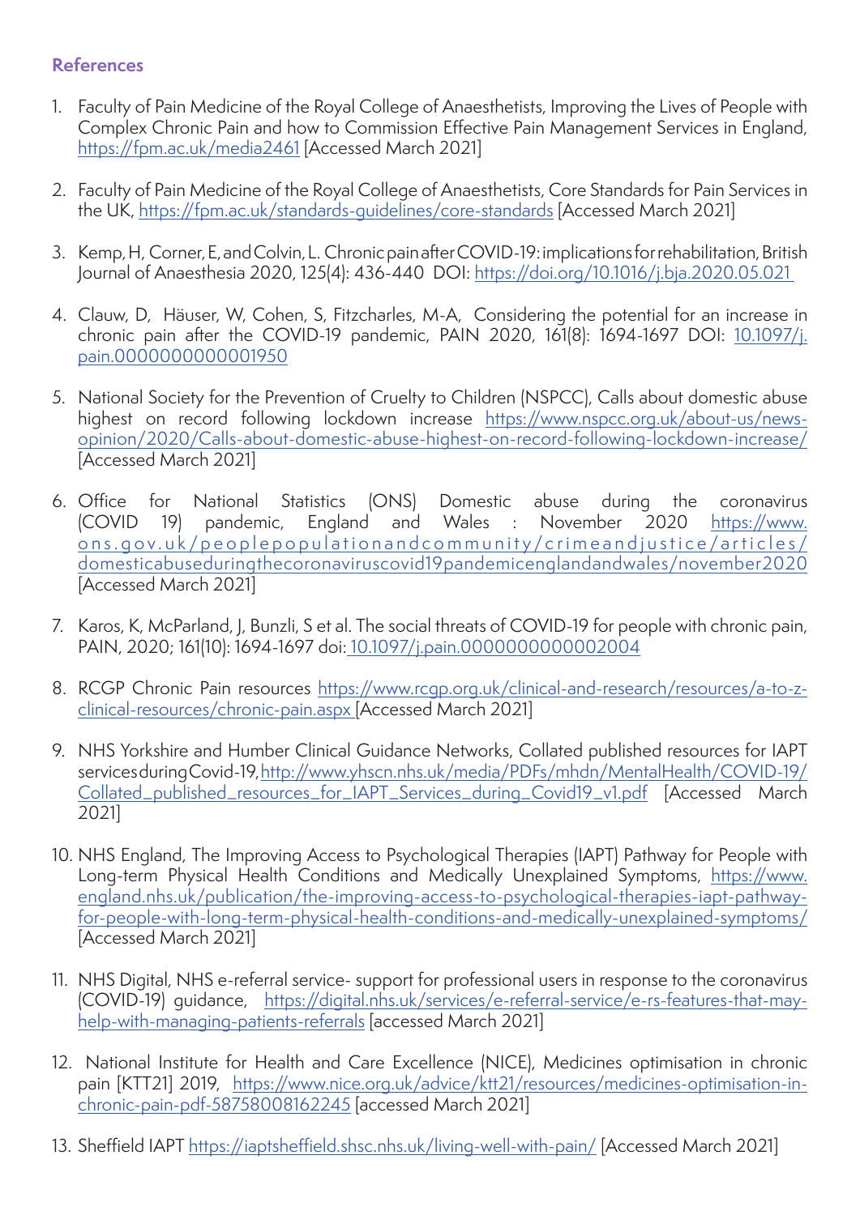## References

1. Faculty of Pain Medicine of the Royal College of Anaesthetists, Improving the Lives of People with Complex Chronic Pain and how to Commission Effective Pain Management Services in England, https://fpm.ac.uk/media2461 [Accessed March 2021]

2. Faculty of Pain Medicine of the Royal College of Anaesthetists, Core Standards for Pain Services in the UK, https://fpm.ac.uk/standards-guidelines/core-standards [Accessed March 2021]

3. Kemp, H, Corner, E, and Colvin, L. Chronic pain after COVID-19: implications for rehabilitation, British Journal of Anaesthesia 2020, 125(4): 436-440 DOI: https://doi.org/10.1016/j.bja.2020.05.021

4. Clauw, D, Häuser, W, Cohen, S, Fitzcharles, M-A, Considering the potential for an increase in chronic pain after the COVID-19 pandemic, PAIN 2020, 161(8): 1694-1697 DOI: 10.1097/j.pain.0000000000001950

5. National Society for the Prevention of Cruelty to Children (NSPCC), Calls about domestic abuse highest on record following lockdown increase https://www.nspcc.org.uk/about-us/news-opinion/2020/Calls-about-domestic-abuse-highest-on-record-following-lockdown-increase/ [Accessed March 2021]

6. Office for National Statistics (ONS) Domestic abuse during the coronavirus (COVID 19) pandemic, England and Wales : November 2020 https://www.ons.gov.uk/peoplepopulationandcommunity/crimeandjustice/articles/domesticabuseduringthecoronaviruscovid19pandemicenglandandwales/november2020 [Accessed March 2021]

7. Karos, K, McParland, J, Bunzli, S et al. The social threats of COVID-19 for people with chronic pain, PAIN, 2020; 161(10): 1694-1697 doi: 10.1097/j.pain.0000000000002004

8. RCGP Chronic Pain resources https://www.rcgp.org.uk/clinical-and-research/resources/a-to-z-clinical-resources/chronic-pain.aspx [Accessed March 2021]

9. NHS Yorkshire and Humber Clinical Guidance Networks, Collated published resources for IAPT services during Covid-19, http://www.yhscn.nhs.uk/media/PDFs/mhdn/MentalHealth/COVID-19/Collated_published_resources_for_IAPT_Services_during_Covid19_v1.pdf [Accessed March 2021]

10. NHS England, The Improving Access to Psychological Therapies (IAPT) Pathway for People with Long-term Physical Health Conditions and Medically Unexplained Symptoms, https://www.england.nhs.uk/publication/the-improving-access-to-psychological-therapies-iapt-pathway-for-people-with-long-term-physical-health-conditions-and-medically-unexplained-symptoms/ [Accessed March 2021]

11. NHS Digital, NHS e-referral service- support for professional users in response to the coronavirus (COVID-19) guidance, https://digital.nhs.uk/services/e-referral-service/e-rs-features-that-may-help-with-managing-patients-referrals [accessed March 2021]

12. National Institute for Health and Care Excellence (NICE), Medicines optimisation in chronic pain [KTT21] 2019, https://www.nice.org.uk/advice/ktt21/resources/medicines-optimisation-in-chronic-pain-pdf-58758008162245 [accessed March 2021]

13. Sheffield IAPT https://iaptsheffield.shsc.nhs.uk/living-well-with-pain/ [Accessed March 2021]